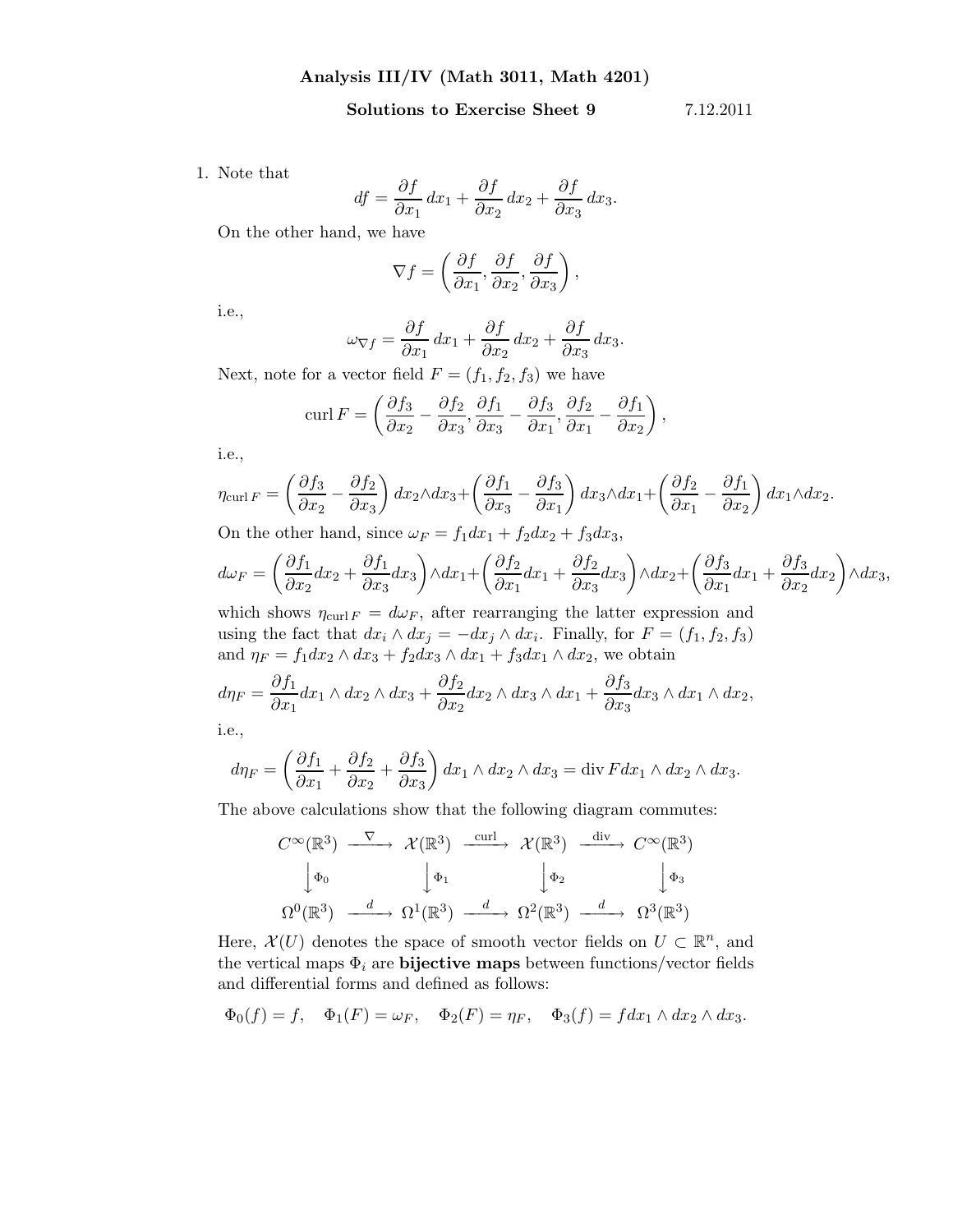**Analysis III/IV (Math 3011, Math 4201)**

**Solutions to Exercise Sheet 9** 7.12.2011

1. Note that
$$df = \frac{\partial f}{\partial x_1}\,dx_1 + \frac{\partial f}{\partial x_2}\,dx_2 + \frac{\partial f}{\partial x_3}\,dx_3.$$
On the other hand, we have
$$\nabla f = \left(\frac{\partial f}{\partial x_1}, \frac{\partial f}{\partial x_2}, \frac{\partial f}{\partial x_3}\right),$$
i.e.,
$$\omega_{\nabla f} = \frac{\partial f}{\partial x_1}\,dx_1 + \frac{\partial f}{\partial x_2}\,dx_2 + \frac{\partial f}{\partial x_3}\,dx_3.$$
Next, note for a vector field $F = (f_1, f_2, f_3)$ we have
$$\operatorname{curl} F = \left(\frac{\partial f_3}{\partial x_2} - \frac{\partial f_2}{\partial x_3}, \frac{\partial f_1}{\partial x_3} - \frac{\partial f_3}{\partial x_1}, \frac{\partial f_2}{\partial x_1} - \frac{\partial f_1}{\partial x_2}\right),$$
i.e.,
$$\eta_{\operatorname{curl} F} = \left(\frac{\partial f_3}{\partial x_2} - \frac{\partial f_2}{\partial x_3}\right) dx_2 \wedge dx_3 + \left(\frac{\partial f_1}{\partial x_3} - \frac{\partial f_3}{\partial x_1}\right) dx_3 \wedge dx_1 + \left(\frac{\partial f_2}{\partial x_1} - \frac{\partial f_1}{\partial x_2}\right) dx_1 \wedge dx_2.$$
On the other hand, since $\omega_F = f_1 dx_1 + f_2 dx_2 + f_3 dx_3$,
$$d\omega_F = \left(\frac{\partial f_1}{\partial x_2}dx_2 + \frac{\partial f_1}{\partial x_3}dx_3\right)\wedge dx_1 + \left(\frac{\partial f_2}{\partial x_1}dx_1 + \frac{\partial f_2}{\partial x_3}dx_3\right)\wedge dx_2 + \left(\frac{\partial f_3}{\partial x_1}dx_1 + \frac{\partial f_3}{\partial x_2}dx_2\right)\wedge dx_3,$$
which shows $\eta_{\operatorname{curl} F} = d\omega_F$, after rearranging the latter expression and using the fact that $dx_i \wedge dx_j = -dx_j \wedge dx_i$. Finally, for $F = (f_1, f_2, f_3)$ and $\eta_F = f_1 dx_2 \wedge dx_3 + f_2 dx_3 \wedge dx_1 + f_3 dx_1 \wedge dx_2$, we obtain
$$d\eta_F = \frac{\partial f_1}{\partial x_1} dx_1 \wedge dx_2 \wedge dx_3 + \frac{\partial f_2}{\partial x_2} dx_2 \wedge dx_3 \wedge dx_1 + \frac{\partial f_3}{\partial x_3} dx_3 \wedge dx_1 \wedge dx_2,$$
i.e.,
$$d\eta_F = \left(\frac{\partial f_1}{\partial x_1} + \frac{\partial f_2}{\partial x_2} + \frac{\partial f_3}{\partial x_3}\right) dx_1 \wedge dx_2 \wedge dx_3 = \operatorname{div} F dx_1 \wedge dx_2 \wedge dx_3.$$
The above calculations show that the following diagram commutes:
$$\begin{array}{ccccccc}
C^\infty(\mathbb{R}^3) & \xrightarrow{\nabla} & \mathcal{X}(\mathbb{R}^3) & \xrightarrow{\operatorname{curl}} & \mathcal{X}(\mathbb{R}^3) & \xrightarrow{\operatorname{div}} & C^\infty(\mathbb{R}^3) \\
\downarrow \Phi_0 & & \downarrow \Phi_1 & & \downarrow \Phi_2 & & \downarrow \Phi_3 \\
\Omega^0(\mathbb{R}^3) & \xrightarrow{d} & \Omega^1(\mathbb{R}^3) & \xrightarrow{d} & \Omega^2(\mathbb{R}^3) & \xrightarrow{d} & \Omega^3(\mathbb{R}^3)
\end{array}$$
Here, $\mathcal{X}(U)$ denotes the space of smooth vector fields on $U \subset \mathbb{R}^n$, and the vertical maps $\Phi_i$ are **bijective maps** between functions/vector fields and differential forms and defined as follows:
$$\Phi_0(f) = f, \quad \Phi_1(F) = \omega_F, \quad \Phi_2(F) = \eta_F, \quad \Phi_3(f) = f dx_1 \wedge dx_2 \wedge dx_3.$$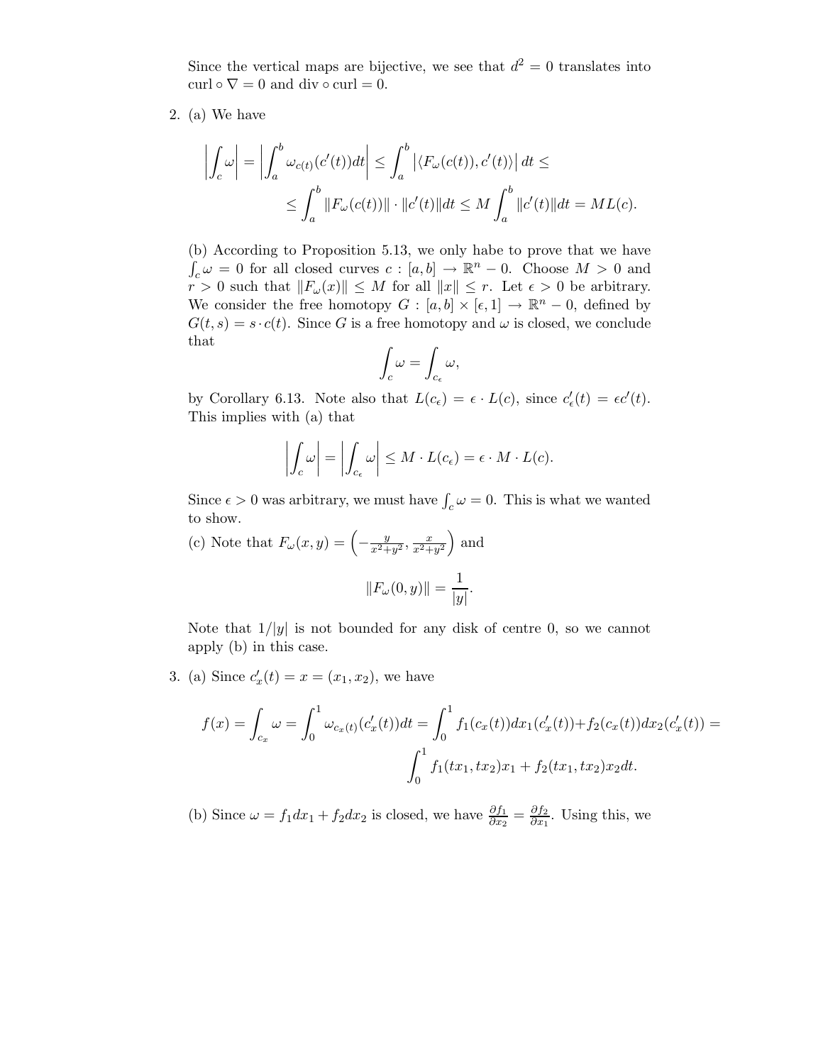Since the vertical maps are bijective, we see that $d^2 = 0$ translates into $\mathrm{curl} \circ \nabla = 0$ and $\mathrm{div} \circ \mathrm{curl} = 0$.

2. (a) We have

$$\left| \int_c \omega \right| = \left| \int_a^b \omega_{c(t)}(c'(t))dt \right| \leq \int_a^b \left| \langle F_\omega(c(t)), c'(t) \rangle \right| dt \leq$$

$$\leq \int_a^b \|F_\omega(c(t))\| \cdot \|c'(t)\| dt \leq M \int_a^b \|c'(t)\| dt = ML(c).$$

(b) According to Proposition 5.13, we only habe to prove that we have $\int_c \omega = 0$ for all closed curves $c : [a, b] \to \mathbb{R}^n - 0$. Choose $M > 0$ and $r > 0$ such that $\|F_\omega(x)\| \leq M$ for all $\|x\| \leq r$. Let $\epsilon > 0$ be arbitrary. We consider the free homotopy $G : [a, b] \times [\epsilon, 1] \to \mathbb{R}^n - 0$, defined by $G(t, s) = s \cdot c(t)$. Since $G$ is a free homotopy and $\omega$ is closed, we conclude that

$$\int_c \omega = \int_{c_\epsilon} \omega,$$

by Corollary 6.13. Note also that $L(c_\epsilon) = \epsilon \cdot L(c)$, since $c'_\epsilon(t) = \epsilon c'(t)$. This implies with (a) that

$$\left| \int_c \omega \right| = \left| \int_{c_\epsilon} \omega \right| \leq M \cdot L(c_\epsilon) = \epsilon \cdot M \cdot L(c).$$

Since $\epsilon > 0$ was arbitrary, we must have $\int_c \omega = 0$. This is what we wanted to show.

(c) Note that $F_\omega(x, y) = \left( -\frac{y}{x^2+y^2}, \frac{x}{x^2+y^2} \right)$ and

$$\|F_\omega(0, y)\| = \frac{1}{|y|}.$$

Note that $1/|y|$ is not bounded for any disk of centre 0, so we cannot apply (b) in this case.

3. (a) Since $c'_x(t) = x = (x_1, x_2)$, we have

$$f(x) = \int_{c_x} \omega = \int_0^1 \omega_{c_x(t)}(c'_x(t))dt = \int_0^1 f_1(c_x(t))dx_1(c'_x(t)) + f_2(c_x(t))dx_2(c'_x(t)) =$$

$$\int_0^1 f_1(tx_1, tx_2)x_1 + f_2(tx_1, tx_2)x_2 dt.$$

(b) Since $\omega = f_1 dx_1 + f_2 dx_2$ is closed, we have $\frac{\partial f_1}{\partial x_2} = \frac{\partial f_2}{\partial x_1}$. Using this, we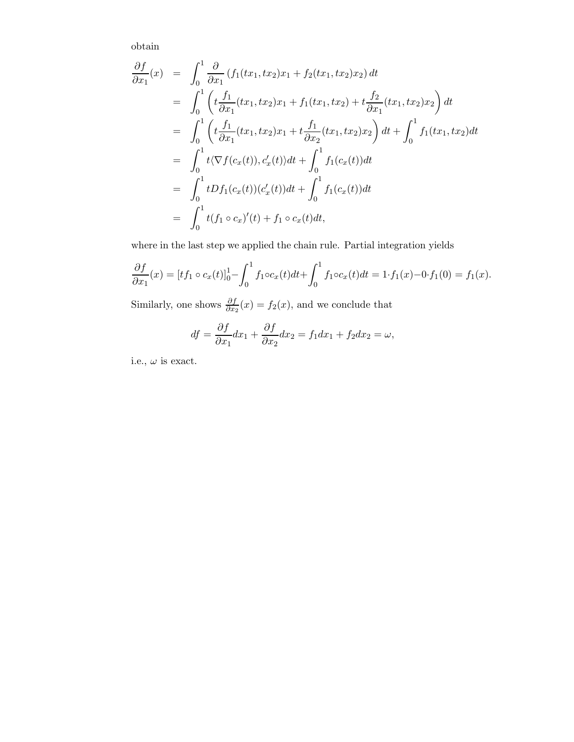obtain

$$
\begin{aligned}
\frac{\partial f}{\partial x_1}(x) &= \int_0^1 \frac{\partial}{\partial x_1}\left(f_1(tx_1, tx_2)x_1 + f_2(tx_1, tx_2)x_2\right) dt \\
&= \int_0^1 \left(t\frac{f_1}{\partial x_1}(tx_1, tx_2)x_1 + f_1(tx_1, tx_2) + t\frac{f_2}{\partial x_1}(tx_1, tx_2)x_2\right) dt \\
&= \int_0^1 \left(t\frac{f_1}{\partial x_1}(tx_1, tx_2)x_1 + t\frac{f_1}{\partial x_2}(tx_1, tx_2)x_2\right) dt + \int_0^1 f_1(tx_1, tx_2)dt \\
&= \int_0^1 t\langle \nabla f(c_x(t)), c_x'(t)\rangle dt + \int_0^1 f_1(c_x(t))dt \\
&= \int_0^1 tDf_1(c_x(t))(c_x'(t))dt + \int_0^1 f_1(c_x(t))dt \\
&= \int_0^1 t(f_1 \circ c_x)'(t) + f_1 \circ c_x(t)dt,
\end{aligned}
$$

where in the last step we applied the chain rule. Partial integration yields

$$
\frac{\partial f}{\partial x_1}(x) = [tf_1 \circ c_x(t)]_0^1 - \int_0^1 f_1 \circ c_x(t)dt + \int_0^1 f_1 \circ c_x(t)dt = 1 \cdot f_1(x) - 0 \cdot f_1(0) = f_1(x).
$$

Similarly, one shows $\frac{\partial f}{\partial x_2}(x) = f_2(x)$, and we conclude that

$$
df = \frac{\partial f}{\partial x_1}dx_1 + \frac{\partial f}{\partial x_2}dx_2 = f_1 dx_1 + f_2 dx_2 = \omega,
$$

i.e., $\omega$ is exact.